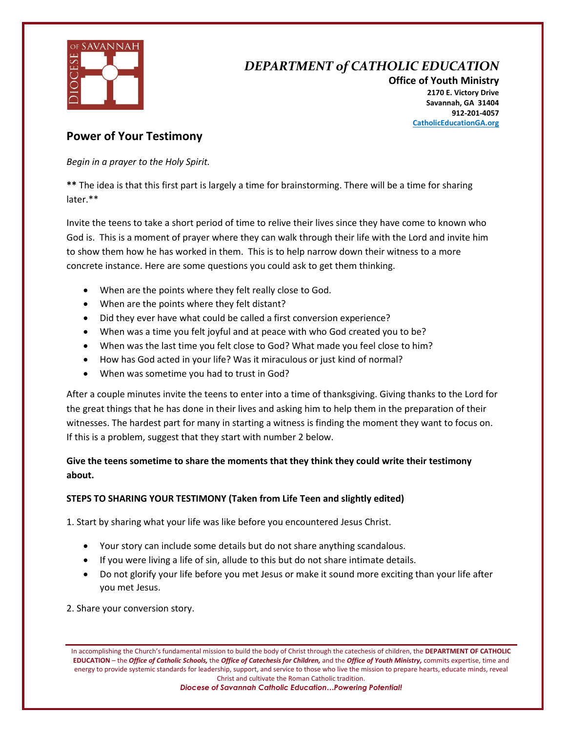# DEPARTMENT of CATHOLIC EDUCATION

**Office of Youth Ministry**
**2170 E. Victory Drive**
**Savannah, GA 31404**
**912-201-4057**
**CatholicEducationGA.org**

## Power of Your Testimony

*Begin in a prayer to the Holy Spirit.*

**** The idea is that this first part is largely a time for brainstorming. There will be a time for sharing later.**

Invite the teens to take a short period of time to relive their lives since they have come to known who God is. This is a moment of prayer where they can walk through their life with the Lord and invite him to show them how he has worked in them. This is to help narrow down their witness to a more concrete instance. Here are some questions you could ask to get them thinking.

- When are the points where they felt really close to God.
- When are the points where they felt distant?
- Did they ever have what could be called a first conversion experience?
- When was a time you felt joyful and at peace with who God created you to be?
- When was the last time you felt close to God? What made you feel close to him?
- How has God acted in your life? Was it miraculous or just kind of normal?
- When was sometime you had to trust in God?

After a couple minutes invite the teens to enter into a time of thanksgiving. Giving thanks to the Lord for the great things that he has done in their lives and asking him to help them in the preparation of their witnesses. The hardest part for many in starting a witness is finding the moment they want to focus on. If this is a problem, suggest that they start with number 2 below.

**Give the teens sometime to share the moments that they think they could write their testimony about.**

**STEPS TO SHARING YOUR TESTIMONY (Taken from Life Teen and slightly edited)**

1. Start by sharing what your life was like before you encountered Jesus Christ.

- Your story can include some details but do not share anything scandalous.
- If you were living a life of sin, allude to this but do not share intimate details.
- Do not glorify your life before you met Jesus or make it sound more exciting than your life after you met Jesus.

2. Share your conversion story.

In accomplishing the Church's fundamental mission to build the body of Christ through the catechesis of children, the **DEPARTMENT OF CATHOLIC EDUCATION** – the ***Office of Catholic Schools,*** the ***Office of Catechesis for Children,*** and the ***Office of Youth Ministry,*** commits expertise, time and energy to provide systemic standards for leadership, support, and service to those who live the mission to prepare hearts, educate minds, reveal Christ and cultivate the Roman Catholic tradition.

***Diocese of Savannah Catholic Education…Powering Potential!***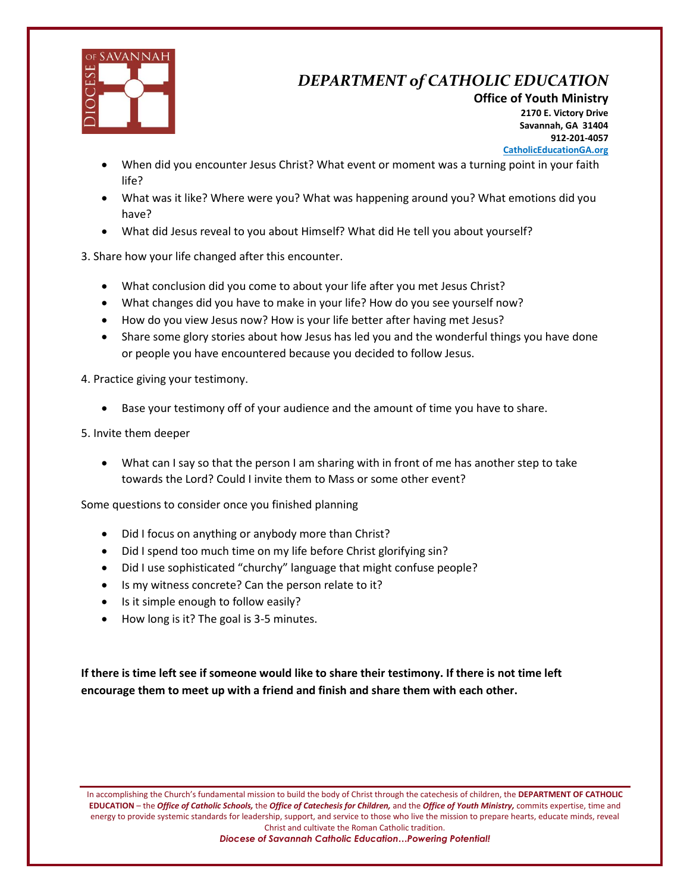- When did you encounter Jesus Christ? What event or moment was a turning point in your faith life?
- What was it like? Where were you? What was happening around you? What emotions did you have?
- What did Jesus reveal to you about Himself? What did He tell you about yourself?

3. Share how your life changed after this encounter.

- What conclusion did you come to about your life after you met Jesus Christ?
- What changes did you have to make in your life? How do you see yourself now?
- How do you view Jesus now? How is your life better after having met Jesus?
- Share some glory stories about how Jesus has led you and the wonderful things you have done or people you have encountered because you decided to follow Jesus.

4. Practice giving your testimony.

- Base your testimony off of your audience and the amount of time you have to share.

5. Invite them deeper

- What can I say so that the person I am sharing with in front of me has another step to take towards the Lord? Could I invite them to Mass or some other event?

Some questions to consider once you finished planning

- Did I focus on anything or anybody more than Christ?
- Did I spend too much time on my life before Christ glorifying sin?
- Did I use sophisticated "churchy" language that might confuse people?
- Is my witness concrete? Can the person relate to it?
- Is it simple enough to follow easily?
- How long is it? The goal is 3-5 minutes.

**If there is time left see if someone would like to share their testimony. If there is not time left encourage them to meet up with a friend and finish and share them with each other.**